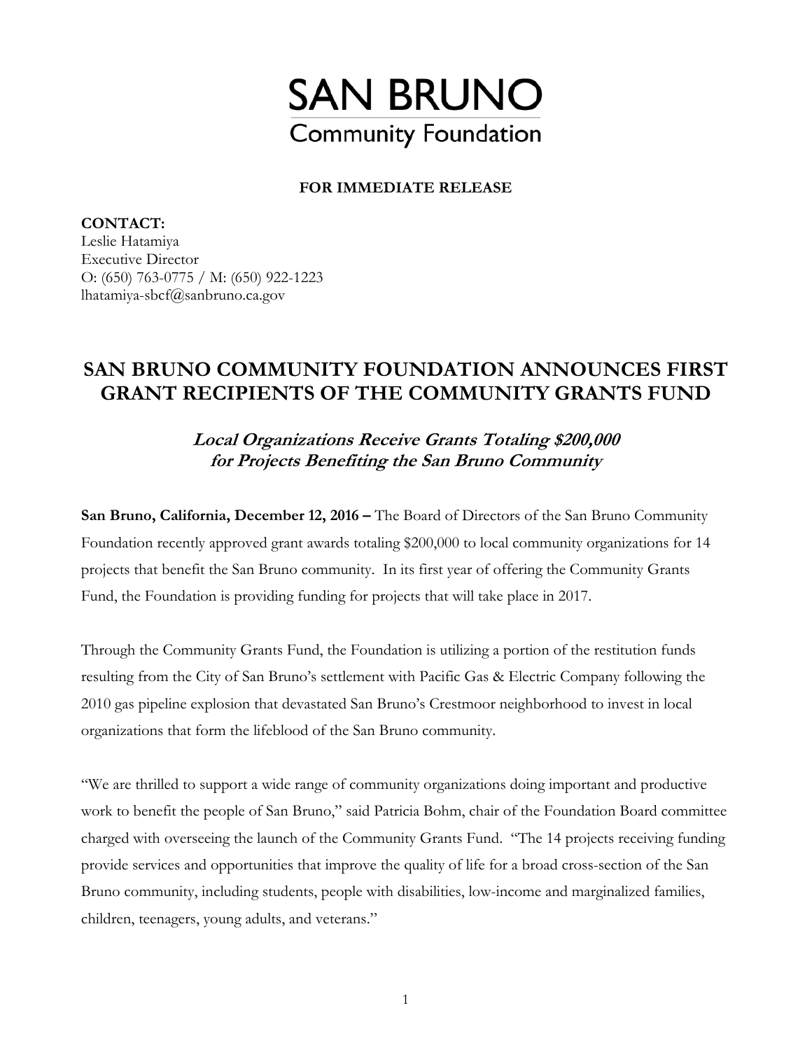# SAN BRUNO
## Community Foundation

**FOR IMMEDIATE RELEASE**

**CONTACT:**
Leslie Hatamiya
Executive Director
O: (650) 763-0775 / M: (650) 922-1223
lhatamiya-sbcf@sanbruno.ca.gov

## SAN BRUNO COMMUNITY FOUNDATION ANNOUNCES FIRST GRANT RECIPIENTS OF THE COMMUNITY GRANTS FUND

### *Local Organizations Receive Grants Totaling $200,000 for Projects Benefiting the San Bruno Community*

**San Bruno, California, December 12, 2016 –** The Board of Directors of the San Bruno Community Foundation recently approved grant awards totaling $200,000 to local community organizations for 14 projects that benefit the San Bruno community. In its first year of offering the Community Grants Fund, the Foundation is providing funding for projects that will take place in 2017.

Through the Community Grants Fund, the Foundation is utilizing a portion of the restitution funds resulting from the City of San Bruno's settlement with Pacific Gas & Electric Company following the 2010 gas pipeline explosion that devastated San Bruno's Crestmoor neighborhood to invest in local organizations that form the lifeblood of the San Bruno community.

"We are thrilled to support a wide range of community organizations doing important and productive work to benefit the people of San Bruno," said Patricia Bohm, chair of the Foundation Board committee charged with overseeing the launch of the Community Grants Fund. "The 14 projects receiving funding provide services and opportunities that improve the quality of life for a broad cross-section of the San Bruno community, including students, people with disabilities, low-income and marginalized families, children, teenagers, young adults, and veterans."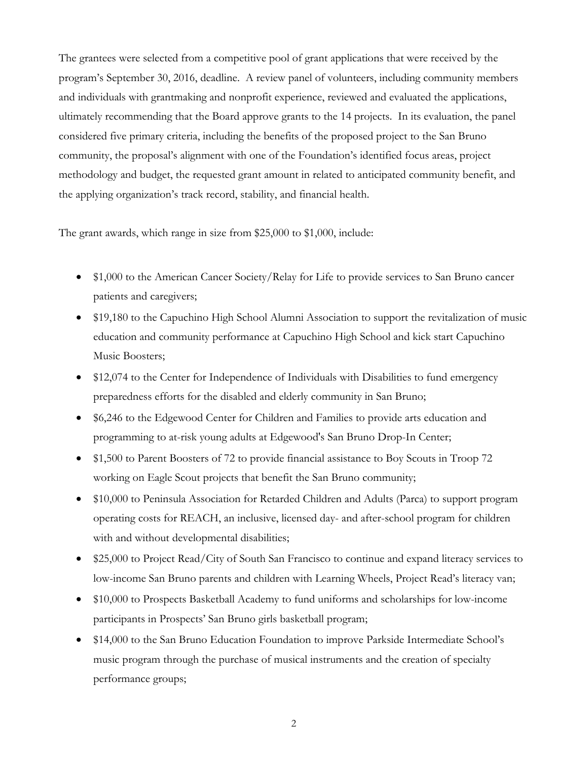The grantees were selected from a competitive pool of grant applications that were received by the program's September 30, 2016, deadline. A review panel of volunteers, including community members and individuals with grantmaking and nonprofit experience, reviewed and evaluated the applications, ultimately recommending that the Board approve grants to the 14 projects. In its evaluation, the panel considered five primary criteria, including the benefits of the proposed project to the San Bruno community, the proposal's alignment with one of the Foundation's identified focus areas, project methodology and budget, the requested grant amount in related to anticipated community benefit, and the applying organization's track record, stability, and financial health.

The grant awards, which range in size from $25,000 to $1,000, include:

- $1,000 to the American Cancer Society/Relay for Life to provide services to San Bruno cancer patients and caregivers;
- $19,180 to the Capuchino High School Alumni Association to support the revitalization of music education and community performance at Capuchino High School and kick start Capuchino Music Boosters;
- $12,074 to the Center for Independence of Individuals with Disabilities to fund emergency preparedness efforts for the disabled and elderly community in San Bruno;
- $6,246 to the Edgewood Center for Children and Families to provide arts education and programming to at-risk young adults at Edgewood's San Bruno Drop-In Center;
- $1,500 to Parent Boosters of 72 to provide financial assistance to Boy Scouts in Troop 72 working on Eagle Scout projects that benefit the San Bruno community;
- $10,000 to Peninsula Association for Retarded Children and Adults (Parca) to support program operating costs for REACH, an inclusive, licensed day- and after-school program for children with and without developmental disabilities;
- $25,000 to Project Read/City of South San Francisco to continue and expand literacy services to low-income San Bruno parents and children with Learning Wheels, Project Read's literacy van;
- $10,000 to Prospects Basketball Academy to fund uniforms and scholarships for low-income participants in Prospects' San Bruno girls basketball program;
- $14,000 to the San Bruno Education Foundation to improve Parkside Intermediate School's music program through the purchase of musical instruments and the creation of specialty performance groups;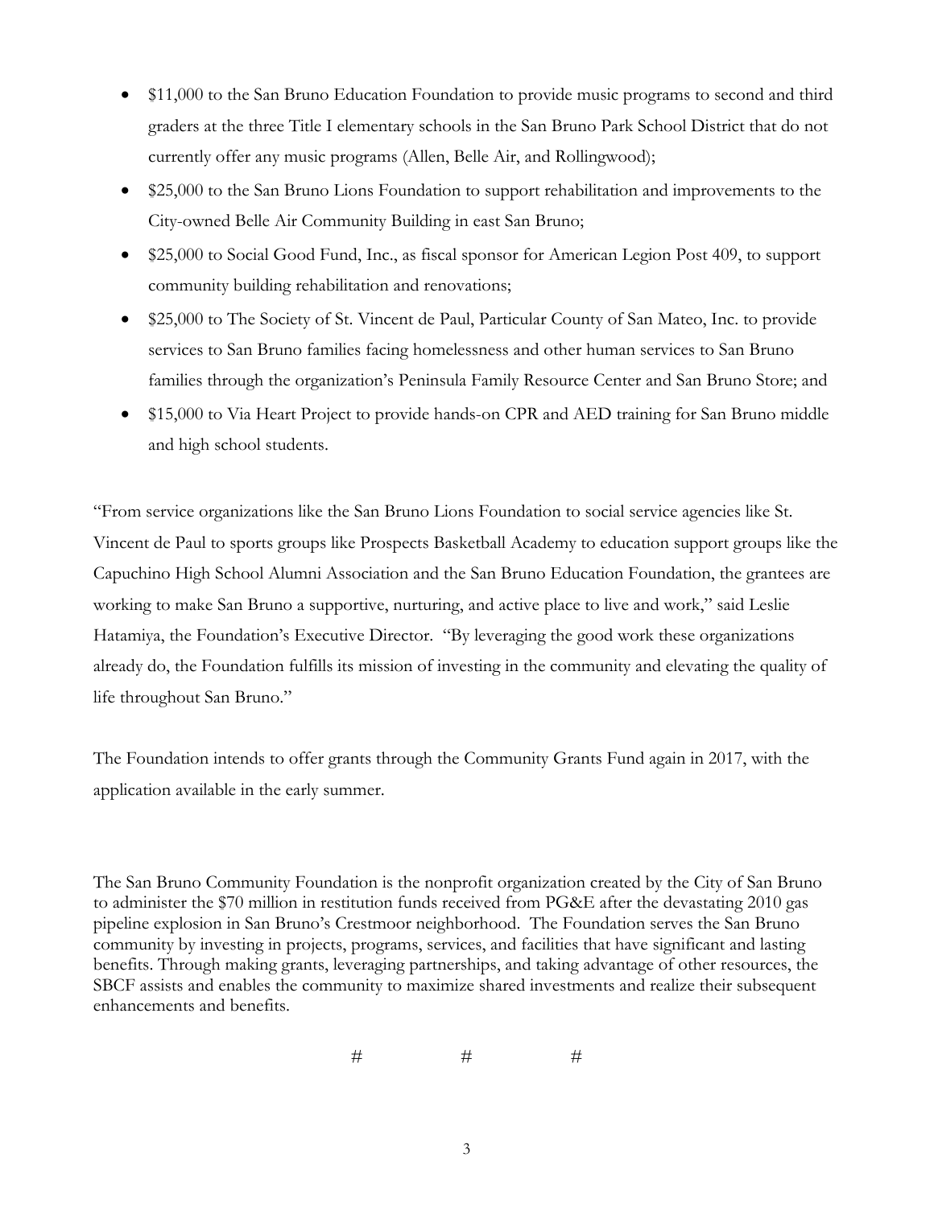- $11,000 to the San Bruno Education Foundation to provide music programs to second and third graders at the three Title I elementary schools in the San Bruno Park School District that do not currently offer any music programs (Allen, Belle Air, and Rollingwood);
- $25,000 to the San Bruno Lions Foundation to support rehabilitation and improvements to the City-owned Belle Air Community Building in east San Bruno;
- $25,000 to Social Good Fund, Inc., as fiscal sponsor for American Legion Post 409, to support community building rehabilitation and renovations;
- $25,000 to The Society of St. Vincent de Paul, Particular County of San Mateo, Inc. to provide services to San Bruno families facing homelessness and other human services to San Bruno families through the organization's Peninsula Family Resource Center and San Bruno Store; and
- $15,000 to Via Heart Project to provide hands-on CPR and AED training for San Bruno middle and high school students.

"From service organizations like the San Bruno Lions Foundation to social service agencies like St. Vincent de Paul to sports groups like Prospects Basketball Academy to education support groups like the Capuchino High School Alumni Association and the San Bruno Education Foundation, the grantees are working to make San Bruno a supportive, nurturing, and active place to live and work," said Leslie Hatamiya, the Foundation's Executive Director. "By leveraging the good work these organizations already do, the Foundation fulfills its mission of investing in the community and elevating the quality of life throughout San Bruno."

The Foundation intends to offer grants through the Community Grants Fund again in 2017, with the application available in the early summer.

The San Bruno Community Foundation is the nonprofit organization created by the City of San Bruno to administer the $70 million in restitution funds received from PG&E after the devastating 2010 gas pipeline explosion in San Bruno's Crestmoor neighborhood. The Foundation serves the San Bruno community by investing in projects, programs, services, and facilities that have significant and lasting benefits. Through making grants, leveraging partnerships, and taking advantage of other resources, the SBCF assists and enables the community to maximize shared investments and realize their subsequent enhancements and benefits.

\# # #